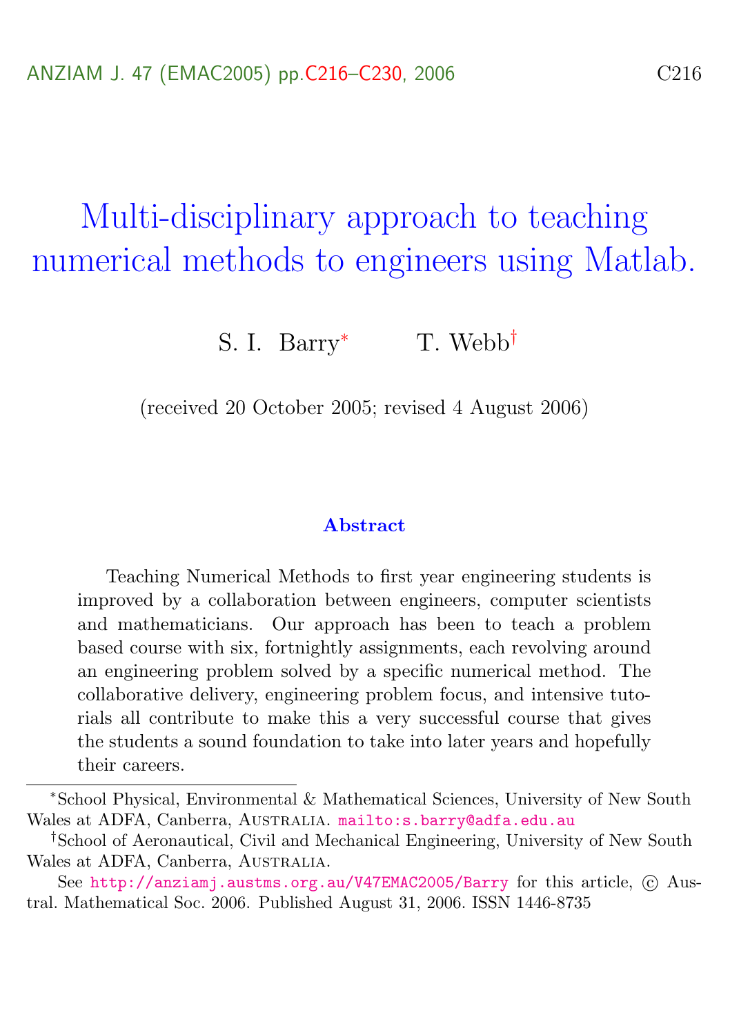# Multi-disciplinary approach to teaching numerical methods to engineers using Matlab.

S. I. Barry[*] T. Webb[†]

(received 20 October 2005; revised 4 August 2006)

### Abstract

Teaching Numerical Methods to first year engineering students is improved by a collaboration between engineers, computer scientists and mathematicians. Our approach has been to teach a problem based course with six, fortnightly assignments, each revolving around an engineering problem solved by a specific numerical method. The collaborative delivery, engineering problem focus, and intensive tutorials all contribute to make this a very successful course that gives the students a sound foundation to take into later years and hopefully their careers.

---

[*] School Physical, Environmental & Mathematical Sciences, University of New South Wales at ADFA, Canberra, Australia. mailto:s.barry@adfa.edu.au

[†] School of Aeronautical, Civil and Mechanical Engineering, University of New South Wales at ADFA, Canberra, Australia.

See http://anziamj.austms.org.au/V47EMAC2005/Barry for this article, © Austral. Mathematical Soc. 2006. Published August 31, 2006. ISSN 1446-8735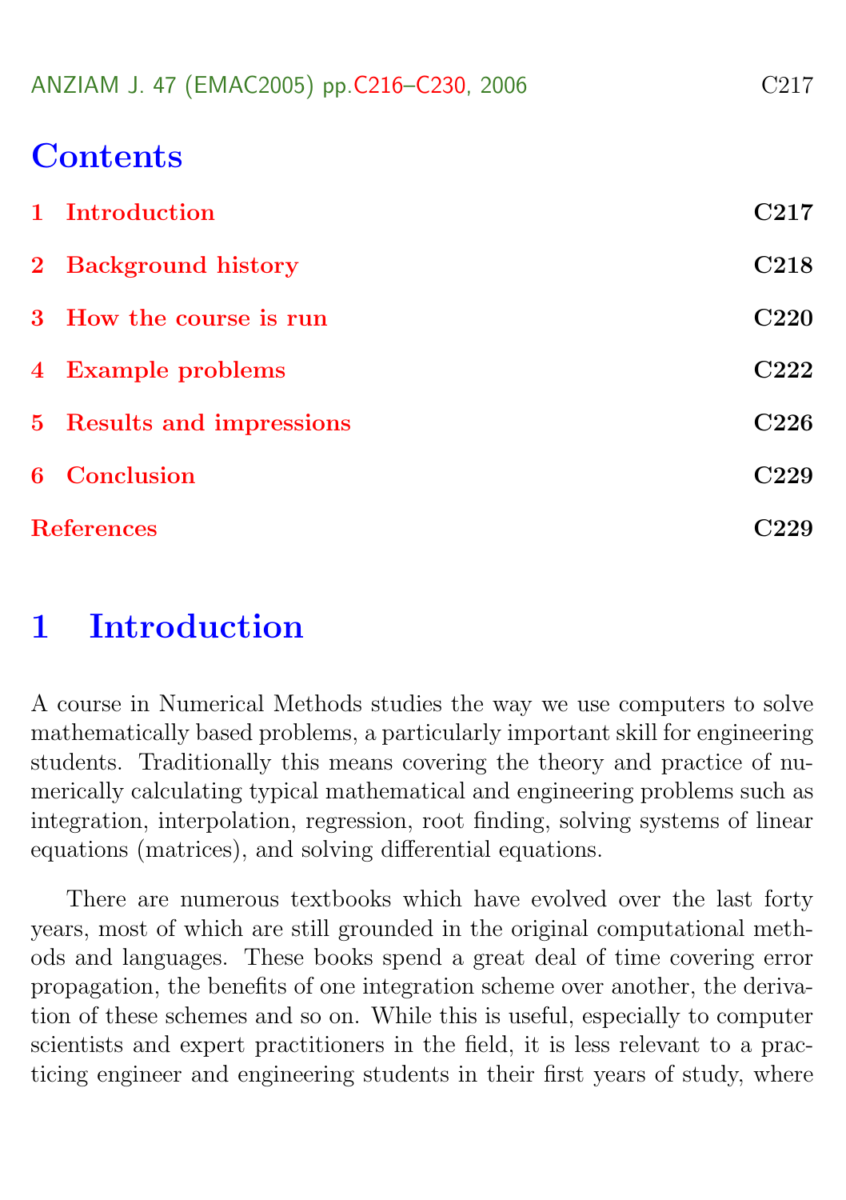# Contents

1 Introduction C217

2 Background history C218

3 How the course is run C220

4 Example problems C222

5 Results and impressions C226

6 Conclusion C229

References C229

# 1 Introduction

A course in Numerical Methods studies the way we use computers to solve mathematically based problems, a particularly important skill for engineering students. Traditionally this means covering the theory and practice of numerically calculating typical mathematical and engineering problems such as integration, interpolation, regression, root finding, solving systems of linear equations (matrices), and solving differential equations.

There are numerous textbooks which have evolved over the last forty years, most of which are still grounded in the original computational methods and languages. These books spend a great deal of time covering error propagation, the benefits of one integration scheme over another, the derivation of these schemes and so on. While this is useful, especially to computer scientists and expert practitioners in the field, it is less relevant to a practicing engineer and engineering students in their first years of study, where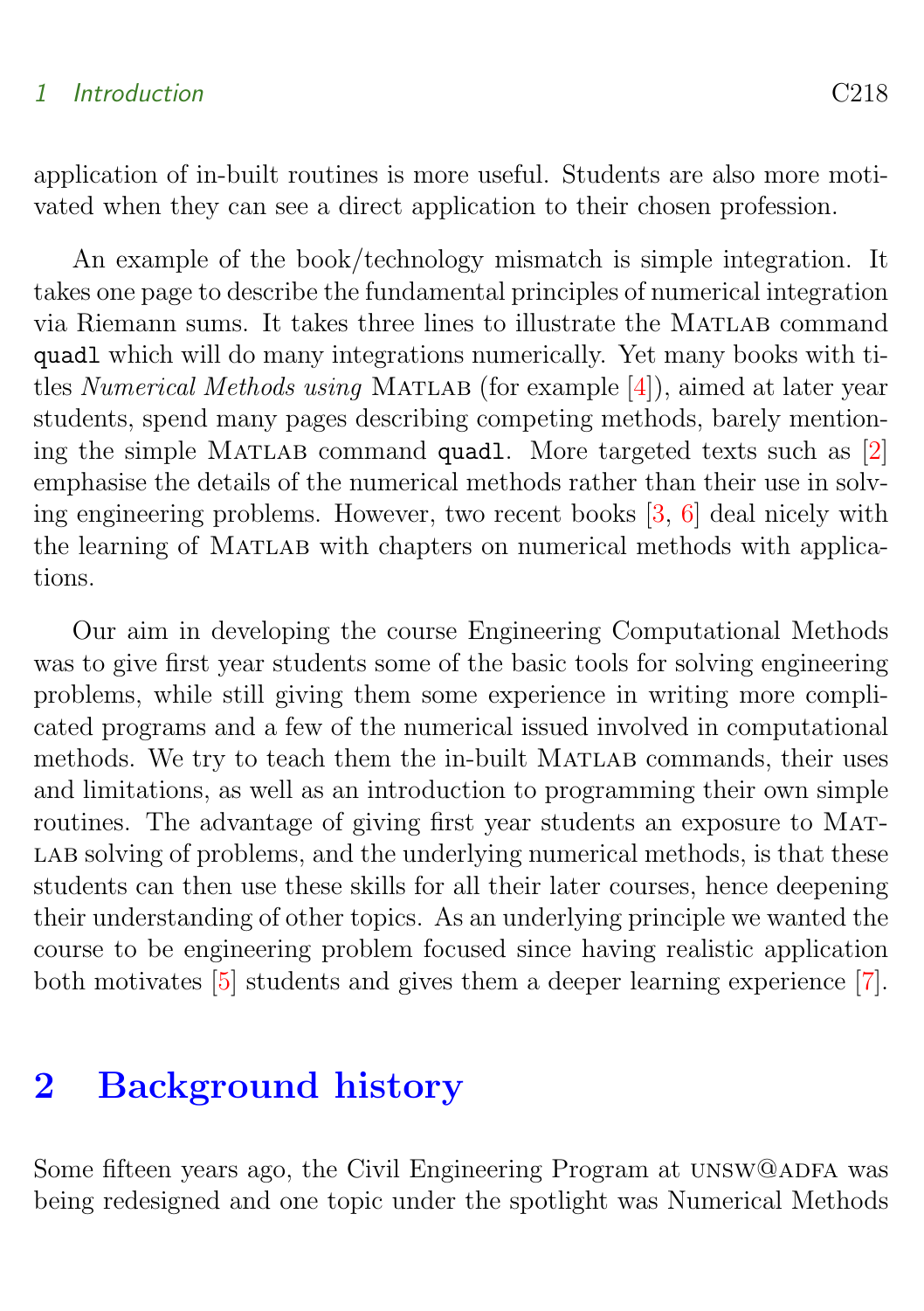application of in-built routines is more useful. Students are also more motivated when they can see a direct application to their chosen profession.

An example of the book/technology mismatch is simple integration. It takes one page to describe the fundamental principles of numerical integration via Riemann sums. It takes three lines to illustrate the Matlab command `quadl` which will do many integrations numerically. Yet many books with titles *Numerical Methods using* Matlab (for example [4]), aimed at later year students, spend many pages describing competing methods, barely mentioning the simple Matlab command `quadl`. More targeted texts such as [2] emphasise the details of the numerical methods rather than their use in solving engineering problems. However, two recent books [3, 6] deal nicely with the learning of Matlab with chapters on numerical methods with applications.

Our aim in developing the course Engineering Computational Methods was to give first year students some of the basic tools for solving engineering problems, while still giving them some experience in writing more complicated programs and a few of the numerical issued involved in computational methods. We try to teach them the in-built Matlab commands, their uses and limitations, as well as an introduction to programming their own simple routines. The advantage of giving first year students an exposure to Matlab solving of problems, and the underlying numerical methods, is that these students can then use these skills for all their later courses, hence deepening their understanding of other topics. As an underlying principle we wanted the course to be engineering problem focused since having realistic application both motivates [5] students and gives them a deeper learning experience [7].

## 2 Background history

Some fifteen years ago, the Civil Engineering Program at unsw@adfa was being redesigned and one topic under the spotlight was Numerical Methods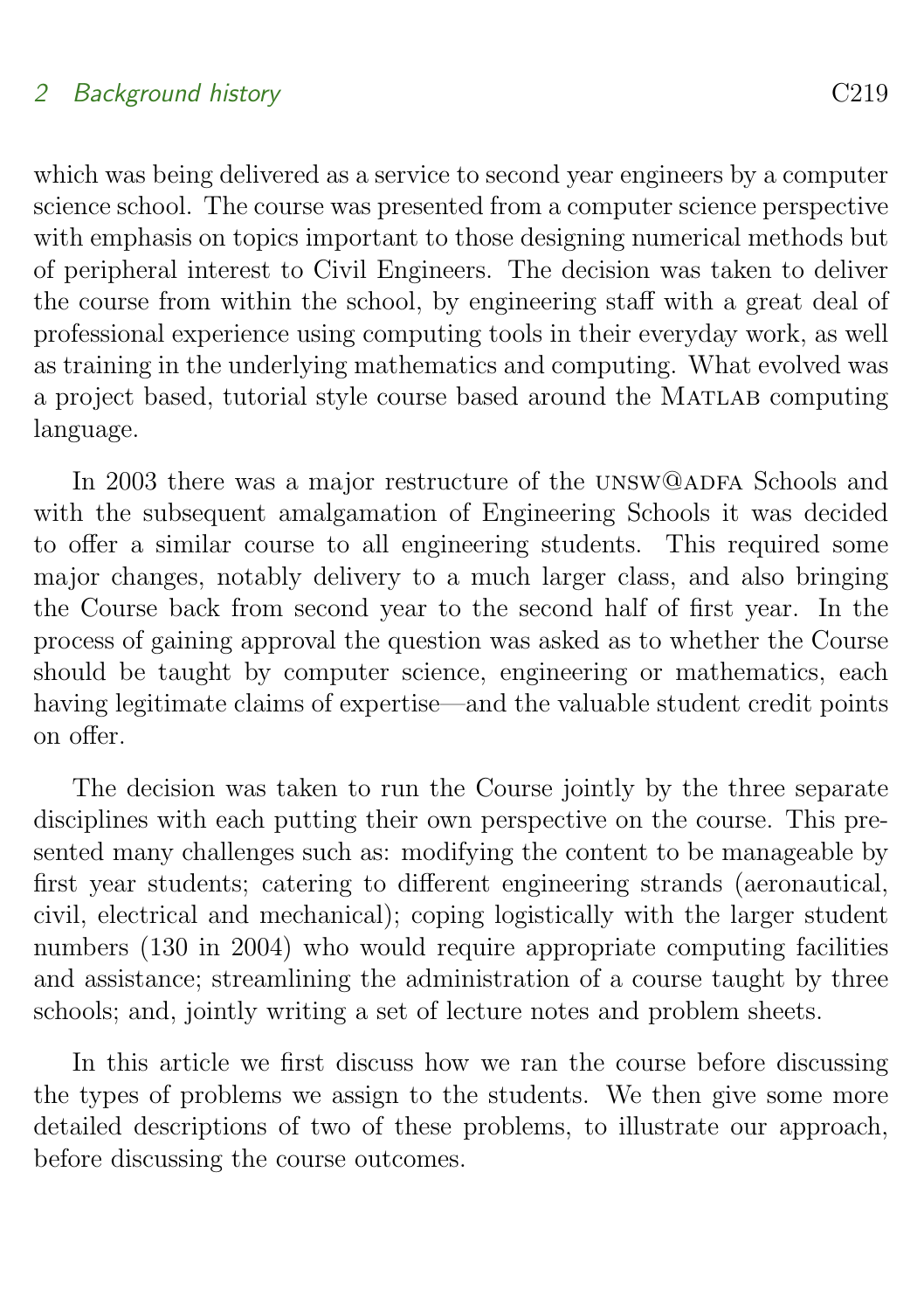which was being delivered as a service to second year engineers by a computer science school. The course was presented from a computer science perspective with emphasis on topics important to those designing numerical methods but of peripheral interest to Civil Engineers. The decision was taken to deliver the course from within the school, by engineering staff with a great deal of professional experience using computing tools in their everyday work, as well as training in the underlying mathematics and computing. What evolved was a project based, tutorial style course based around the MATLAB computing language.

In 2003 there was a major restructure of the UNSW@ADFA Schools and with the subsequent amalgamation of Engineering Schools it was decided to offer a similar course to all engineering students. This required some major changes, notably delivery to a much larger class, and also bringing the Course back from second year to the second half of first year. In the process of gaining approval the question was asked as to whether the Course should be taught by computer science, engineering or mathematics, each having legitimate claims of expertise—and the valuable student credit points on offer.

The decision was taken to run the Course jointly by the three separate disciplines with each putting their own perspective on the course. This presented many challenges such as: modifying the content to be manageable by first year students; catering to different engineering strands (aeronautical, civil, electrical and mechanical); coping logistically with the larger student numbers (130 in 2004) who would require appropriate computing facilities and assistance; streamlining the administration of a course taught by three schools; and, jointly writing a set of lecture notes and problem sheets.

In this article we first discuss how we ran the course before discussing the types of problems we assign to the students. We then give some more detailed descriptions of two of these problems, to illustrate our approach, before discussing the course outcomes.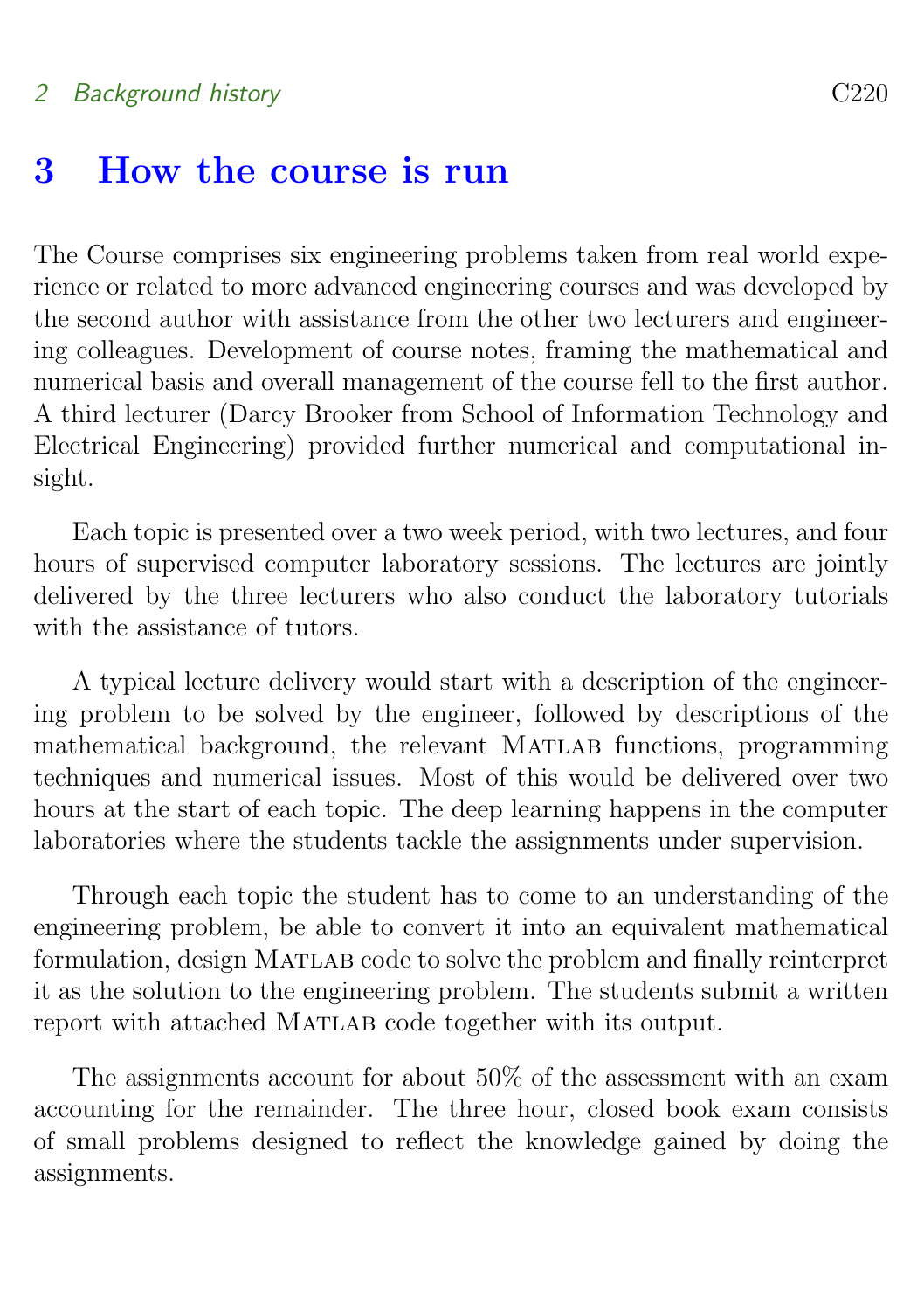## 3 How the course is run

The Course comprises six engineering problems taken from real world experience or related to more advanced engineering courses and was developed by the second author with assistance from the other two lecturers and engineering colleagues. Development of course notes, framing the mathematical and numerical basis and overall management of the course fell to the first author. A third lecturer (Darcy Brooker from School of Information Technology and Electrical Engineering) provided further numerical and computational insight.

Each topic is presented over a two week period, with two lectures, and four hours of supervised computer laboratory sessions. The lectures are jointly delivered by the three lecturers who also conduct the laboratory tutorials with the assistance of tutors.

A typical lecture delivery would start with a description of the engineering problem to be solved by the engineer, followed by descriptions of the mathematical background, the relevant Matlab functions, programming techniques and numerical issues. Most of this would be delivered over two hours at the start of each topic. The deep learning happens in the computer laboratories where the students tackle the assignments under supervision.

Through each topic the student has to come to an understanding of the engineering problem, be able to convert it into an equivalent mathematical formulation, design Matlab code to solve the problem and finally reinterpret it as the solution to the engineering problem. The students submit a written report with attached Matlab code together with its output.

The assignments account for about 50% of the assessment with an exam accounting for the remainder. The three hour, closed book exam consists of small problems designed to reflect the knowledge gained by doing the assignments.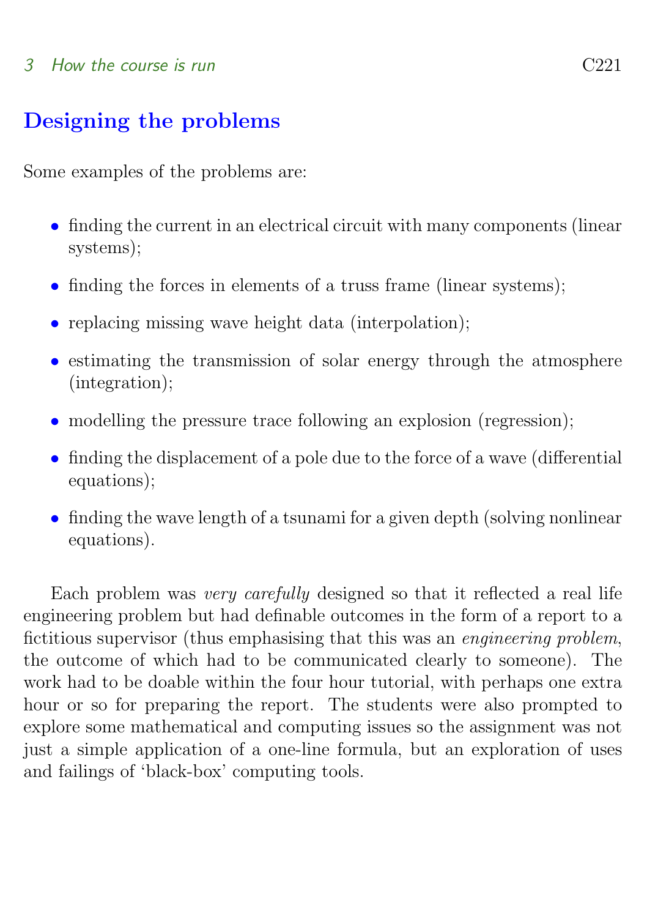## Designing the problems

Some examples of the problems are:

- finding the current in an electrical circuit with many components (linear systems);
- finding the forces in elements of a truss frame (linear systems);
- replacing missing wave height data (interpolation);
- estimating the transmission of solar energy through the atmosphere (integration);
- modelling the pressure trace following an explosion (regression);
- finding the displacement of a pole due to the force of a wave (differential equations);
- finding the wave length of a tsunami for a given depth (solving nonlinear equations).

Each problem was *very carefully* designed so that it reflected a real life engineering problem but had definable outcomes in the form of a report to a fictitious supervisor (thus emphasising that this was an *engineering problem*, the outcome of which had to be communicated clearly to someone). The work had to be doable within the four hour tutorial, with perhaps one extra hour or so for preparing the report. The students were also prompted to explore some mathematical and computing issues so the assignment was not just a simple application of a one-line formula, but an exploration of uses and failings of 'black-box' computing tools.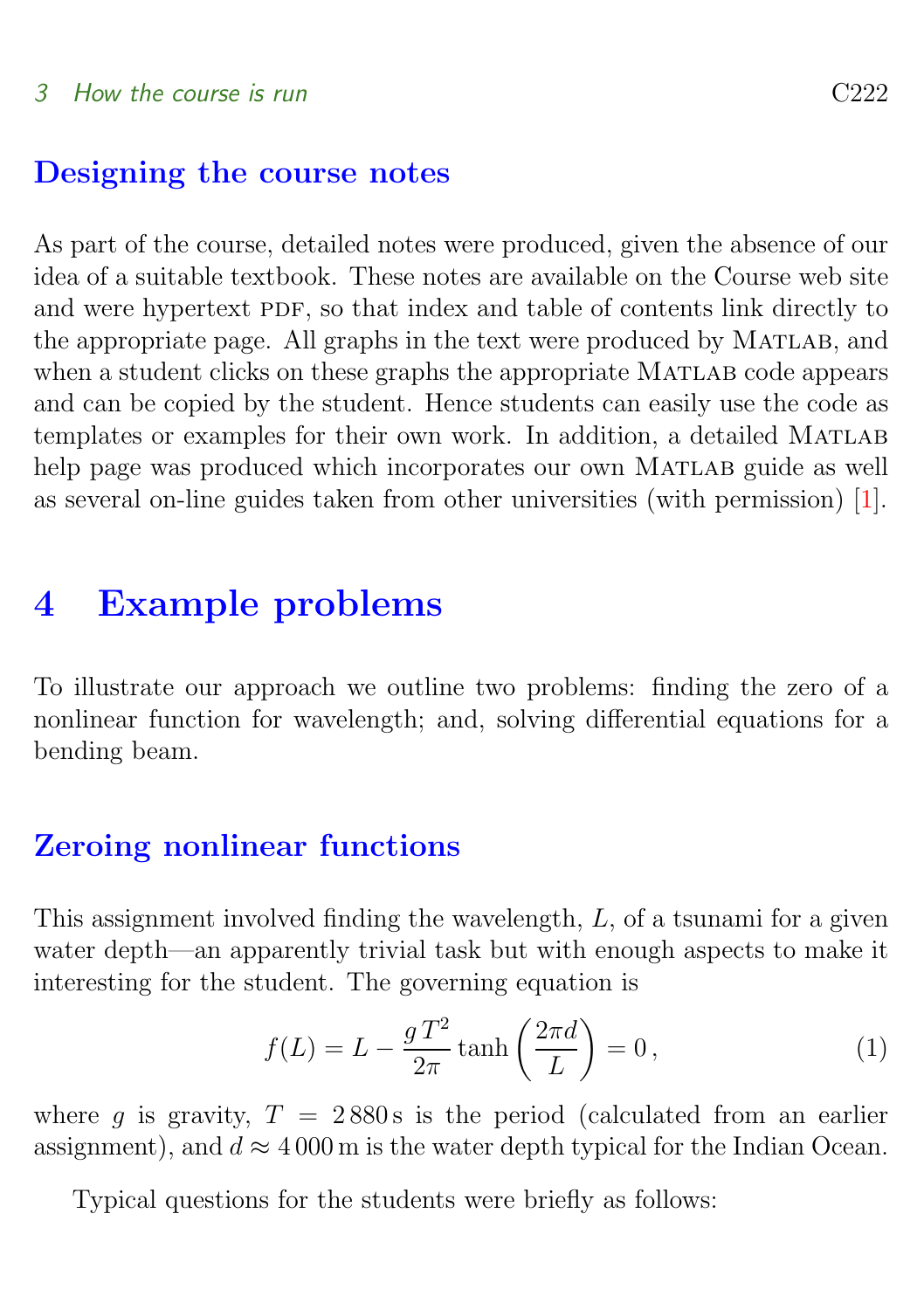### Designing the course notes

As part of the course, detailed notes were produced, given the absence of our idea of a suitable textbook. These notes are available on the Course web site and were hypertext PDF, so that index and table of contents link directly to the appropriate page. All graphs in the text were produced by Matlab, and when a student clicks on these graphs the appropriate Matlab code appears and can be copied by the student. Hence students can easily use the code as templates or examples for their own work. In addition, a detailed Matlab help page was produced which incorporates our own Matlab guide as well as several on-line guides taken from other universities (with permission) [1].

# 4 Example problems

To illustrate our approach we outline two problems: finding the zero of a nonlinear function for wavelength; and, solving differential equations for a bending beam.

### Zeroing nonlinear functions

This assignment involved finding the wavelength, $L$, of a tsunami for a given water depth—an apparently trivial task but with enough aspects to make it interesting for the student. The governing equation is

$$f(L) = L - \frac{g\,T^2}{2\pi} \tanh\left(\frac{2\pi d}{L}\right) = 0\,, \tag{1}$$

where $g$ is gravity, $T = 2\,880\,\mathrm{s}$ is the period (calculated from an earlier assignment), and $d \approx 4\,000\,\mathrm{m}$ is the water depth typical for the Indian Ocean.

Typical questions for the students were briefly as follows: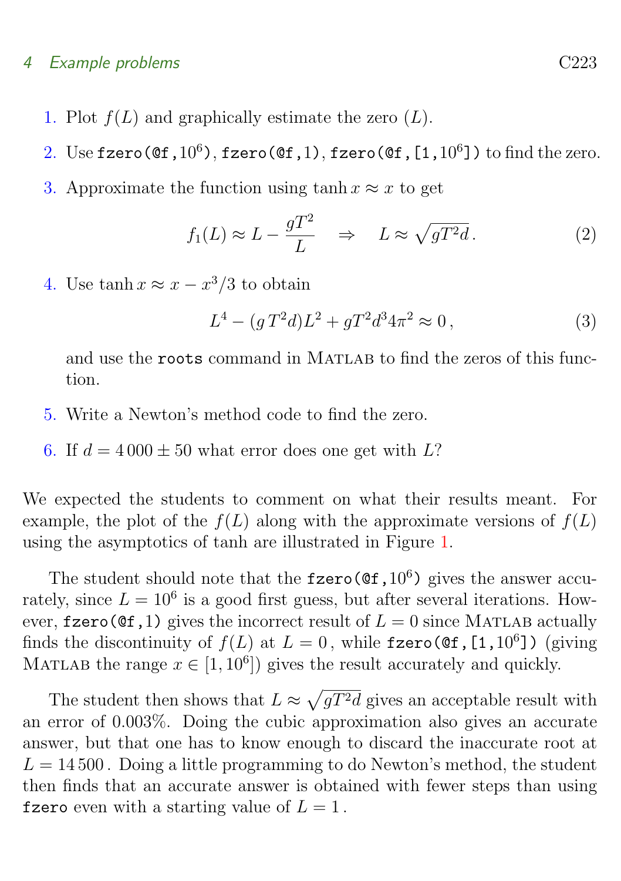1. Plot $f(L)$ and graphically estimate the zero ($L$).
2. Use `fzero(@f,10^6)`, `fzero(@f,1)`, `fzero(@f,[1,10^6])` to find the zero.
3. Approximate the function using $\tanh x \approx x$ to get

$$f_1(L) \approx L - \frac{gT^2}{L} \quad \Rightarrow \quad L \approx \sqrt{gT^2 d}\,. \tag{2}$$

4. Use $\tanh x \approx x - x^3/3$ to obtain

$$L^4 - (g\,T^2 d)L^2 + gT^2 d^3 4\pi^2 \approx 0\,, \tag{3}$$

   and use the `roots` command in Matlab to find the zeros of this function.

5. Write a Newton's method code to find the zero.
6. If $d = 4\,000 \pm 50$ what error does one get with $L$?

We expected the students to comment on what their results meant. For example, the plot of the $f(L)$ along with the approximate versions of $f(L)$ using the asymptotics of tanh are illustrated in Figure 1.

The student should note that the `fzero(@f,10^6)` gives the answer accurately, since $L = 10^6$ is a good first guess, but after several iterations. However, `fzero(@f,1)` gives the incorrect result of $L = 0$ since Matlab actually finds the discontinuity of $f(L)$ at $L = 0$, while `fzero(@f,[1,10^6])` (giving Matlab the range $x \in [1, 10^6]$) gives the result accurately and quickly.

The student then shows that $L \approx \sqrt{gT^2 d}$ gives an acceptable result with an error of 0.003%. Doing the cubic approximation also gives an accurate answer, but that one has to know enough to discard the inaccurate root at $L = 14\,500$. Doing a little programming to do Newton's method, the student then finds that an accurate answer is obtained with fewer steps than using `fzero` even with a starting value of $L = 1$.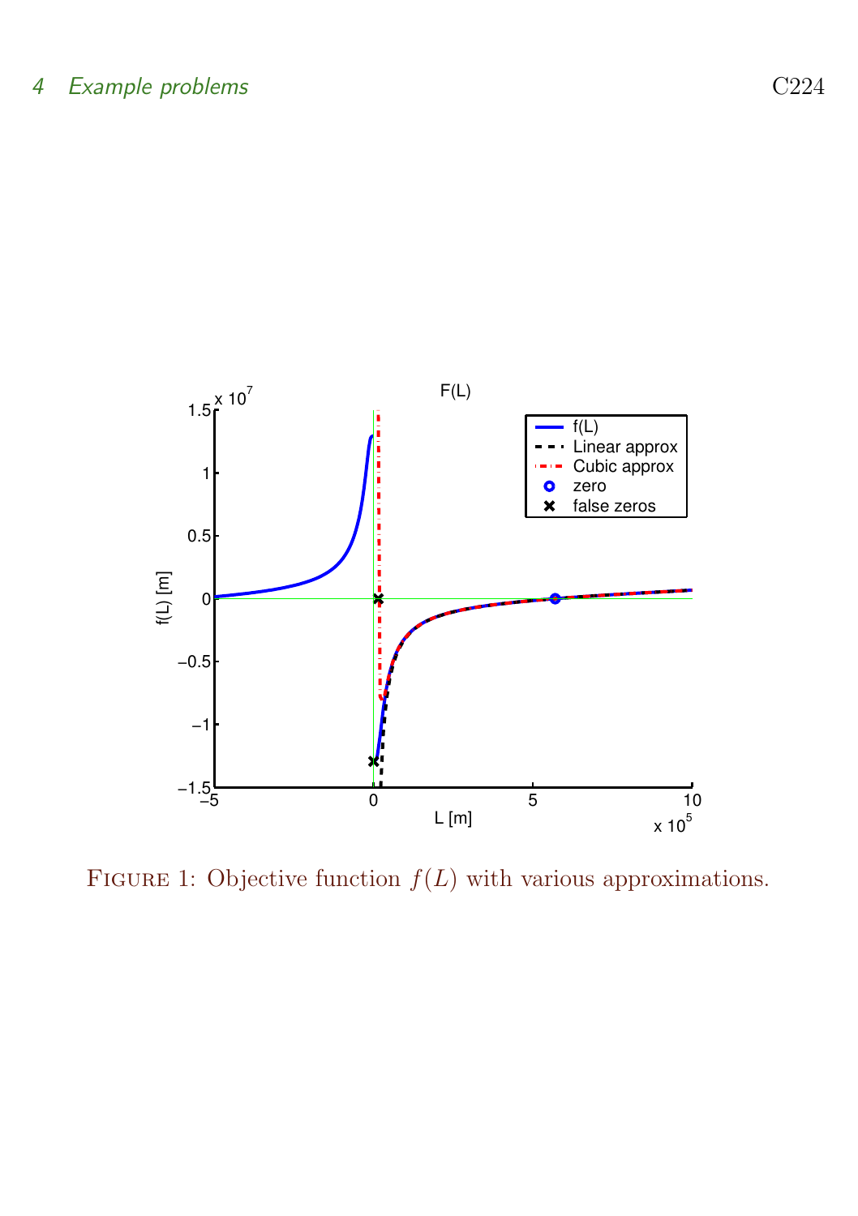FIGURE 1: Objective function $f(L)$ with various approximations.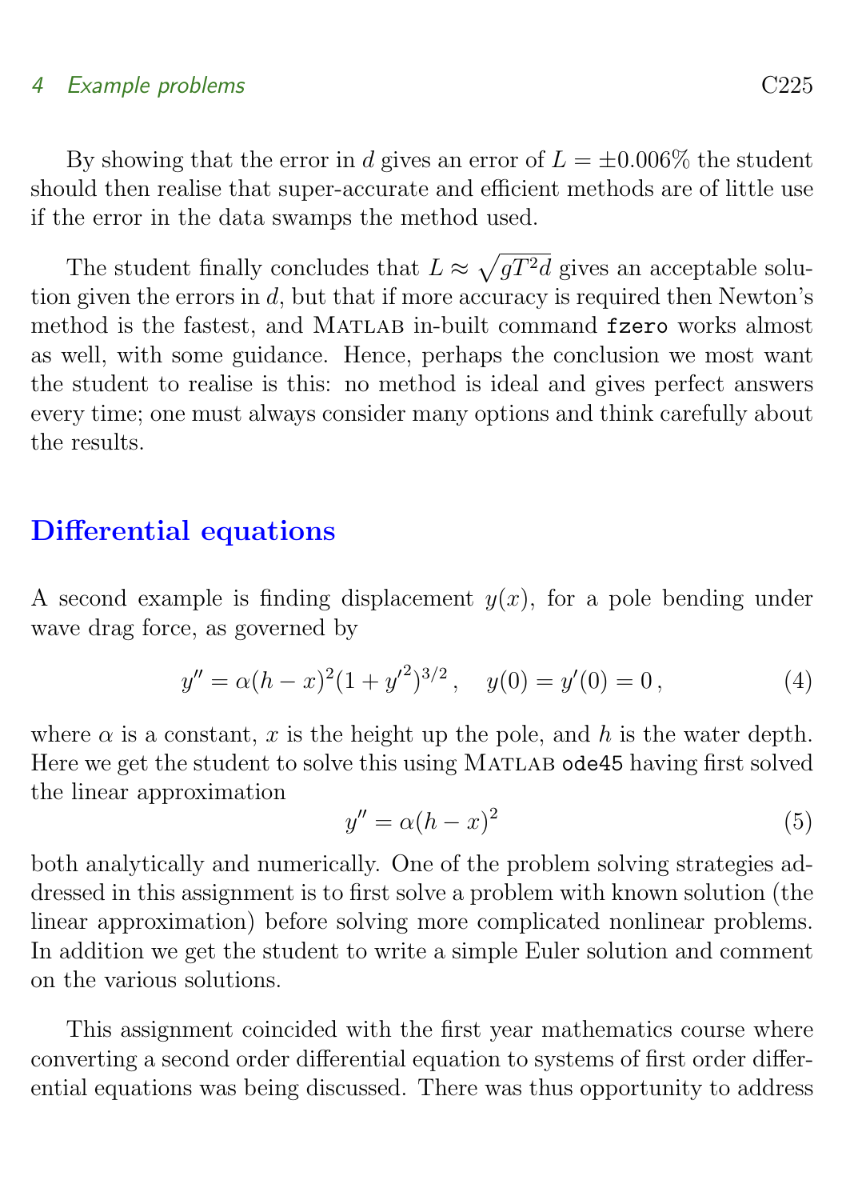By showing that the error in $d$ gives an error of $L = \pm 0.006\%$ the student should then realise that super-accurate and efficient methods are of little use if the error in the data swamps the method used.

The student finally concludes that $L \approx \sqrt{gT^2 d}$ gives an acceptable solution given the errors in $d$, but that if more accuracy is required then Newton's method is the fastest, and Matlab in-built command `fzero` works almost as well, with some guidance. Hence, perhaps the conclusion we most want the student to realise is this: no method is ideal and gives perfect answers every time; one must always consider many options and think carefully about the results.

## Differential equations

A second example is finding displacement $y(x)$, for a pole bending under wave drag force, as governed by

$$y'' = \alpha(h-x)^2(1+{y'}^2)^{3/2}\,, \quad y(0) = y'(0) = 0\,, \tag{4}$$

where $\alpha$ is a constant, $x$ is the height up the pole, and $h$ is the water depth. Here we get the student to solve this using Matlab `ode45` having first solved the linear approximation

$$y'' = \alpha(h-x)^2 \tag{5}$$

both analytically and numerically. One of the problem solving strategies addressed in this assignment is to first solve a problem with known solution (the linear approximation) before solving more complicated nonlinear problems. In addition we get the student to write a simple Euler solution and comment on the various solutions.

This assignment coincided with the first year mathematics course where converting a second order differential equation to systems of first order differential equations was being discussed. There was thus opportunity to address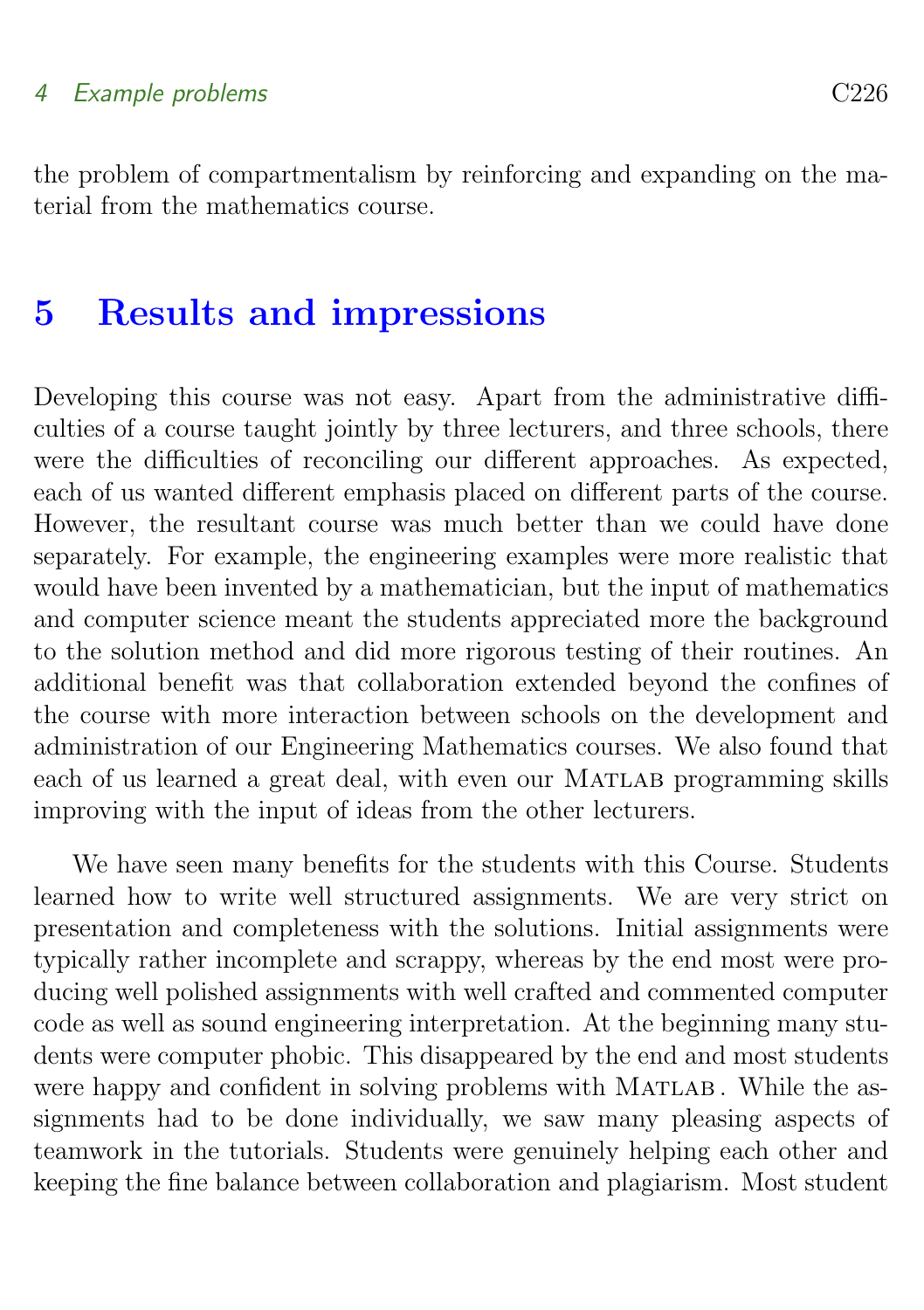the problem of compartmentalism by reinforcing and expanding on the material from the mathematics course.

## 5 Results and impressions

Developing this course was not easy. Apart from the administrative difficulties of a course taught jointly by three lecturers, and three schools, there were the difficulties of reconciling our different approaches. As expected, each of us wanted different emphasis placed on different parts of the course. However, the resultant course was much better than we could have done separately. For example, the engineering examples were more realistic that would have been invented by a mathematician, but the input of mathematics and computer science meant the students appreciated more the background to the solution method and did more rigorous testing of their routines. An additional benefit was that collaboration extended beyond the confines of the course with more interaction between schools on the development and administration of our Engineering Mathematics courses. We also found that each of us learned a great deal, with even our Matlab programming skills improving with the input of ideas from the other lecturers.

We have seen many benefits for the students with this Course. Students learned how to write well structured assignments. We are very strict on presentation and completeness with the solutions. Initial assignments were typically rather incomplete and scrappy, whereas by the end most were producing well polished assignments with well crafted and commented computer code as well as sound engineering interpretation. At the beginning many students were computer phobic. This disappeared by the end and most students were happy and confident in solving problems with Matlab . While the assignments had to be done individually, we saw many pleasing aspects of teamwork in the tutorials. Students were genuinely helping each other and keeping the fine balance between collaboration and plagiarism. Most student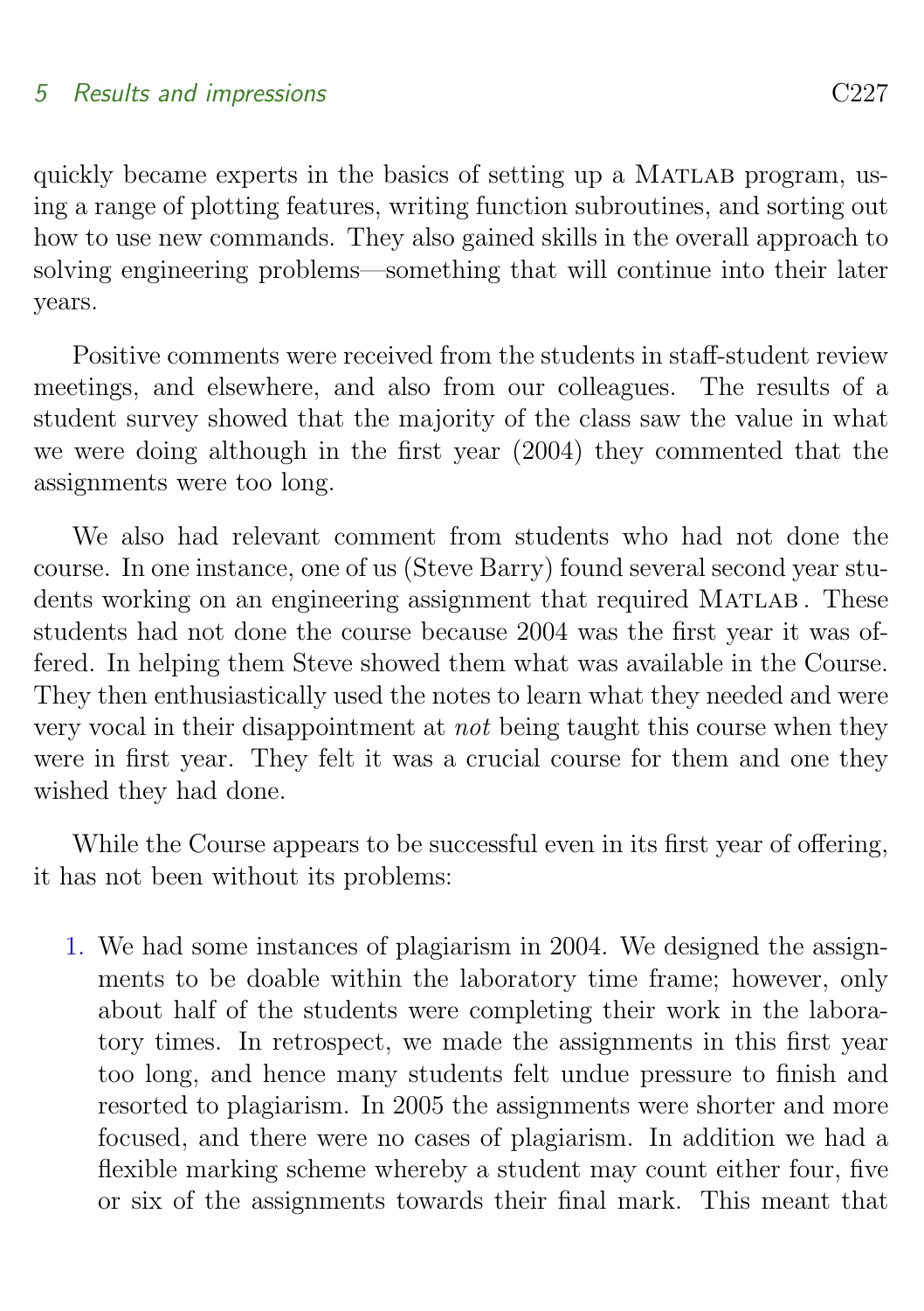quickly became experts in the basics of setting up a Matlab program, using a range of plotting features, writing function subroutines, and sorting out how to use new commands. They also gained skills in the overall approach to solving engineering problems—something that will continue into their later years.

Positive comments were received from the students in staff-student review meetings, and elsewhere, and also from our colleagues. The results of a student survey showed that the majority of the class saw the value in what we were doing although in the first year (2004) they commented that the assignments were too long.

We also had relevant comment from students who had not done the course. In one instance, one of us (Steve Barry) found several second year students working on an engineering assignment that required Matlab . These students had not done the course because 2004 was the first year it was offered. In helping them Steve showed them what was available in the Course. They then enthusiastically used the notes to learn what they needed and were very vocal in their disappointment at *not* being taught this course when they were in first year. They felt it was a crucial course for them and one they wished they had done.

While the Course appears to be successful even in its first year of offering, it has not been without its problems:

1. We had some instances of plagiarism in 2004. We designed the assignments to be doable within the laboratory time frame; however, only about half of the students were completing their work in the laboratory times. In retrospect, we made the assignments in this first year too long, and hence many students felt undue pressure to finish and resorted to plagiarism. In 2005 the assignments were shorter and more focused, and there were no cases of plagiarism. In addition we had a flexible marking scheme whereby a student may count either four, five or six of the assignments towards their final mark. This meant that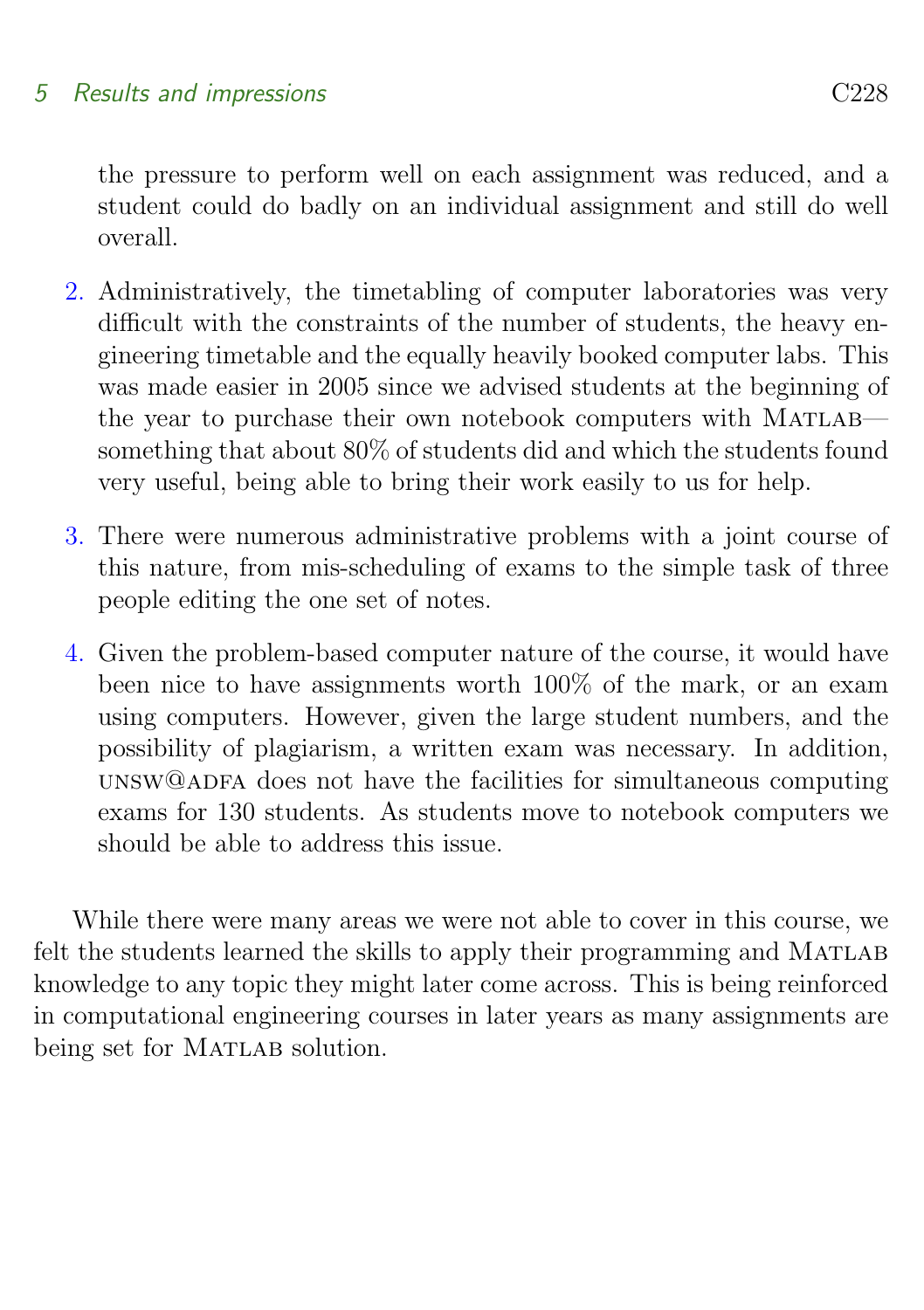the pressure to perform well on each assignment was reduced, and a student could do badly on an individual assignment and still do well overall.

2. Administratively, the timetabling of computer laboratories was very difficult with the constraints of the number of students, the heavy engineering timetable and the equally heavily booked computer labs. This was made easier in 2005 since we advised students at the beginning of the year to purchase their own notebook computers with Matlab—something that about 80% of students did and which the students found very useful, being able to bring their work easily to us for help.

3. There were numerous administrative problems with a joint course of this nature, from mis-scheduling of exams to the simple task of three people editing the one set of notes.

4. Given the problem-based computer nature of the course, it would have been nice to have assignments worth 100% of the mark, or an exam using computers. However, given the large student numbers, and the possibility of plagiarism, a written exam was necessary. In addition, unsw@adfa does not have the facilities for simultaneous computing exams for 130 students. As students move to notebook computers we should be able to address this issue.

While there were many areas we were not able to cover in this course, we felt the students learned the skills to apply their programming and Matlab knowledge to any topic they might later come across. This is being reinforced in computational engineering courses in later years as many assignments are being set for Matlab solution.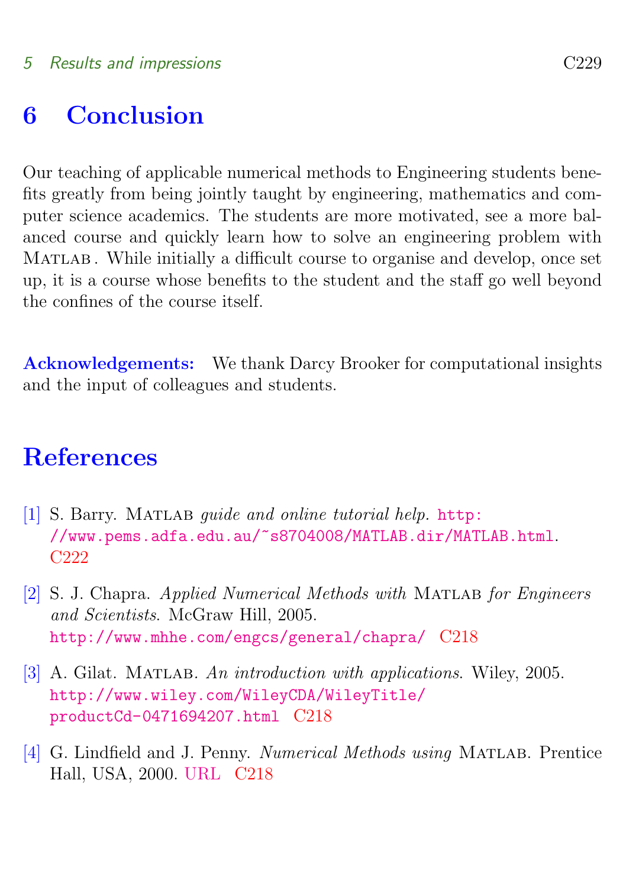# 6 Conclusion

Our teaching of applicable numerical methods to Engineering students benefits greatly from being jointly taught by engineering, mathematics and computer science academics. The students are more motivated, see a more balanced course and quickly learn how to solve an engineering problem with Matlab . While initially a difficult course to organise and develop, once set up, it is a course whose benefits to the student and the staff go well beyond the confines of the course itself.

**Acknowledgements:** We thank Darcy Brooker for computational insights and the input of colleagues and students.

# References

[1] S. Barry. Matlab *guide and online tutorial help.* http://www.pems.adfa.edu.au/~s8704008/MATLAB.dir/MATLAB.html. C222

[2] S. J. Chapra. *Applied Numerical Methods with* Matlab *for Engineers and Scientists*. McGraw Hill, 2005. http://www.mhhe.com/engcs/general/chapra/ C218

[3] A. Gilat. Matlab. *An introduction with applications*. Wiley, 2005. http://www.wiley.com/WileyCDA/WileyTitle/productCd-0471694207.html C218

[4] G. Lindfield and J. Penny. *Numerical Methods using* Matlab. Prentice Hall, USA, 2000. URL C218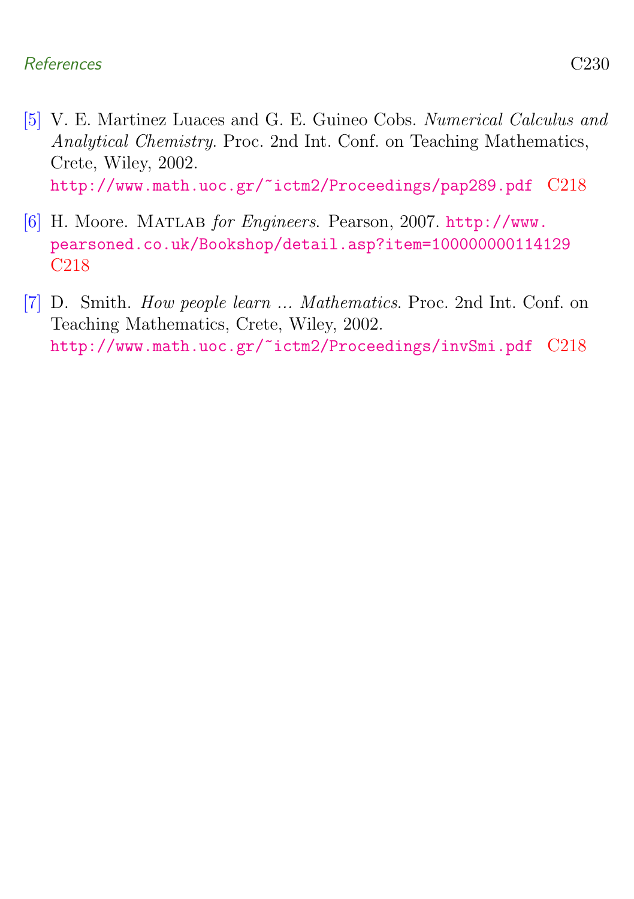[5] V. E. Martinez Luaces and G. E. Guineo Cobs. *Numerical Calculus and Analytical Chemistry*. Proc. 2nd Int. Conf. on Teaching Mathematics, Crete, Wiley, 2002.
http://www.math.uoc.gr/~ictm2/Proceedings/pap289.pdf C218

[6] H. Moore. Matlab *for Engineers*. Pearson, 2007. http://www.pearsoned.co.uk/Bookshop/detail.asp?item=100000000114129 C218

[7] D. Smith. *How people learn ... Mathematics*. Proc. 2nd Int. Conf. on Teaching Mathematics, Crete, Wiley, 2002.
http://www.math.uoc.gr/~ictm2/Proceedings/invSmi.pdf C218